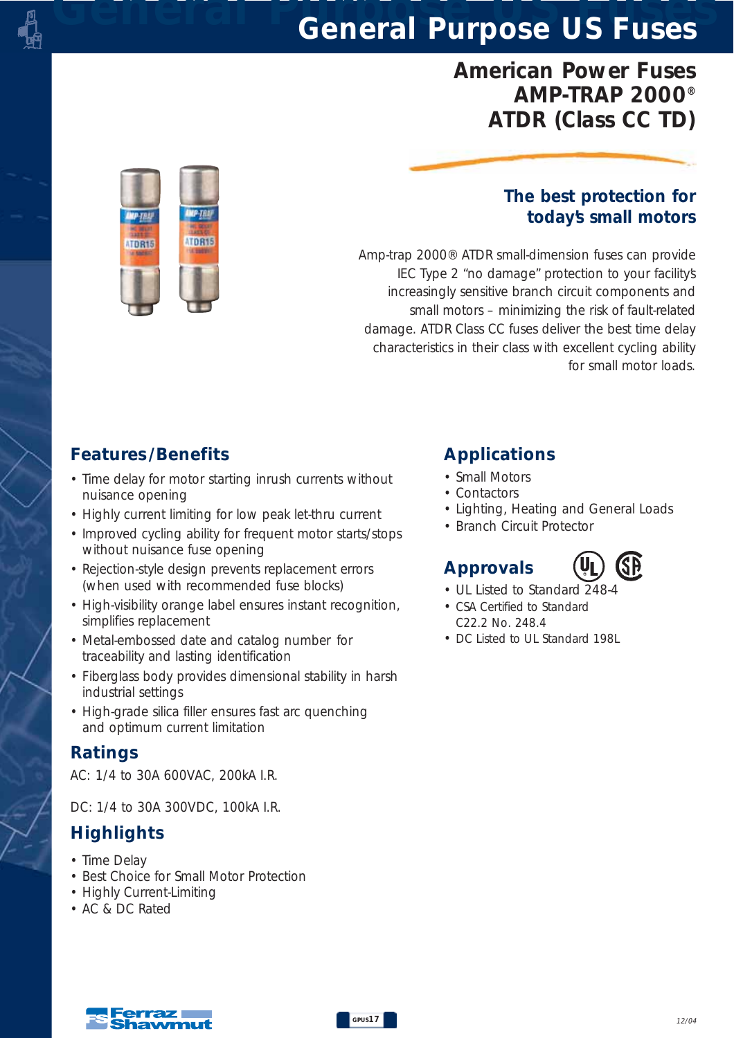# General Purpose US Fuses

## American Power Fuses
## AMP-TRAP 2000®
## ATDR (Class CC TD)

### The best protection for today's small motors

Amp-trap 2000® ATDR small-dimension fuses can provide IEC Type 2 "no damage" protection to your facility's increasingly sensitive branch circuit components and small motors – minimizing the risk of fault-related damage. ATDR Class CC fuses deliver the best time delay characteristics in their class with excellent cycling ability for small motor loads.

## Features/Benefits

- Time delay for motor starting inrush currents without nuisance opening
- Highly current limiting for low peak let-thru current
- Improved cycling ability for frequent motor starts/stops without nuisance fuse opening
- Rejection-style design prevents replacement errors (when used with recommended fuse blocks)
- High-visibility orange label ensures instant recognition, simplifies replacement
- Metal-embossed date and catalog number for traceability and lasting identification
- Fiberglass body provides dimensional stability in harsh industrial settings
- High-grade silica filler ensures fast arc quenching and optimum current limitation

## Ratings

AC: 1/4 to 30A 600VAC, 200kA I.R.

DC: 1/4 to 30A 300VDC, 100kA I.R.

## Highlights

- Time Delay
- Best Choice for Small Motor Protection
- Highly Current-Limiting
- AC & DC Rated

## Applications

- Small Motors
- Contactors
- Lighting, Heating and General Loads
- Branch Circuit Protector

## Approvals

- UL Listed to Standard 248-4
- CSA Certified to Standard C22.2 No. 248.4
- DC Listed to UL Standard 198L

Ferraz Shawmut

12/04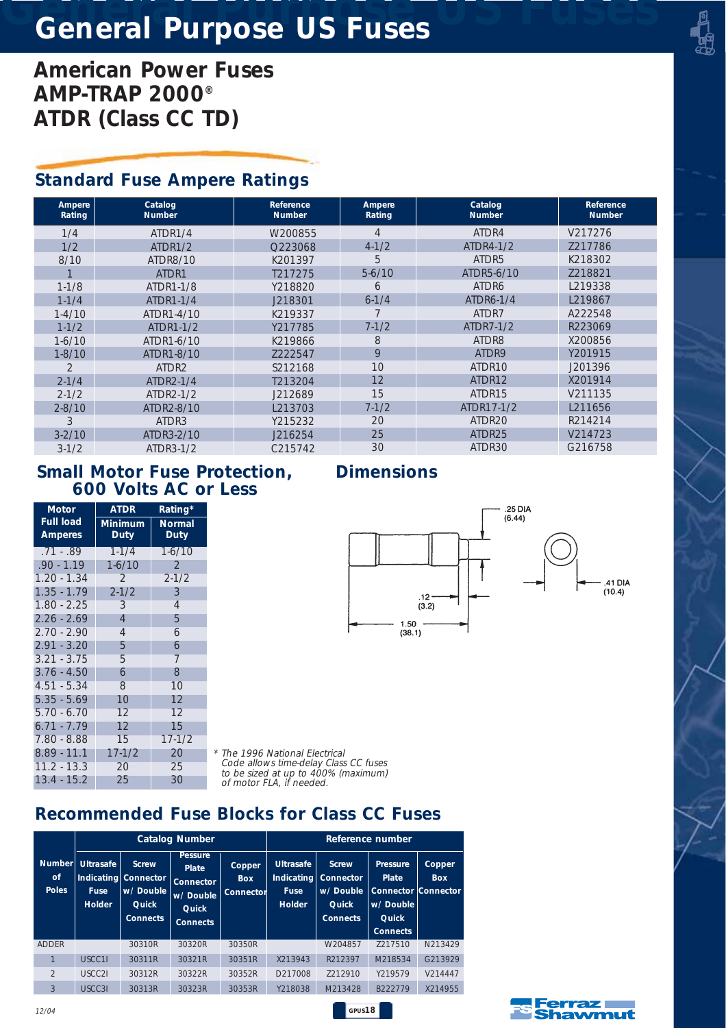# General Purpose US Fuses

## American Power Fuses
## AMP-TRAP 2000®
## ATDR (Class CC TD)

### Standard Fuse Ampere Ratings

| Ampere Rating | Catalog Number | Reference Number | Ampere Rating | Catalog Number | Reference Number |
|---|---|---|---|---|---|
| 1/4 | ATDR1/4 | W200855 | 4 | ATDR4 | V217276 |
| 1/2 | ATDR1/2 | Q223068 | 4-1/2 | ATDR4-1/2 | Z217786 |
| 8/10 | ATDR8/10 | K201397 | 5 | ATDR5 | K218302 |
| 1 | ATDR1 | T217275 | 5-6/10 | ATDR5-6/10 | Z218821 |
| 1-1/8 | ATDR1-1/8 | Y218820 | 6 | ATDR6 | L219338 |
| 1-1/4 | ATDR1-1/4 | J218301 | 6-1/4 | ATDR6-1/4 | L219867 |
| 1-4/10 | ATDR1-4/10 | K219337 | 7 | ATDR7 | A222548 |
| 1-1/2 | ATDR1-1/2 | Y217785 | 7-1/2 | ATDR7-1/2 | R223069 |
| 1-6/10 | ATDR1-6/10 | K219866 | 8 | ATDR8 | X200856 |
| 1-8/10 | ATDR1-8/10 | Z222547 | 9 | ATDR9 | Y201915 |
| 2 | ATDR2 | S212168 | 10 | ATDR10 | J201396 |
| 2-1/4 | ATDR2-1/4 | T213204 | 12 | ATDR12 | X201914 |
| 2-1/2 | ATDR2-1/2 | J212689 | 15 | ATDR15 | V211135 |
| 2-8/10 | ATDR2-8/10 | L213703 | 7-1/2 | ATDR17-1/2 | L211656 |
| 3 | ATDR3 | Y215232 | 20 | ATDR20 | R214214 |
| 3-2/10 | ATDR3-2/10 | J216254 | 25 | ATDR25 | V214723 |
| 3-1/2 | ATDR3-1/2 | C215742 | 30 | ATDR30 | G216758 |

### Small Motor Fuse Protection, 600 Volts AC or Less

| Motor Full load Amperes | ATDR Minimum Duty | Rating* Normal Duty |
|---|---|---|
| .71 - .89 | 1-1/4 | 1-6/10 |
| .90 - 1.19 | 1-6/10 | 2 |
| 1.20 - 1.34 | 2 | 2-1/2 |
| 1.35 - 1.79 | 2-1/2 | 3 |
| 1.80 - 2.25 | 3 | 4 |
| 2.26 - 2.69 | 4 | 5 |
| 2.70 - 2.90 | 4 | 6 |
| 2.91 - 3.20 | 5 | 6 |
| 3.21 - 3.75 | 5 | 7 |
| 3.76 - 4.50 | 6 | 8 |
| 4.51 - 5.34 | 8 | 10 |
| 5.35 - 5.69 | 10 | 12 |
| 5.70 - 6.70 | 12 | 12 |
| 6.71 - 7.79 | 12 | 15 |
| 7.80 - 8.88 | 15 | 17-1/2 |
| 8.89 - 11.1 | 17-1/2 | 20 |
| 11.2 - 13.3 | 20 | 25 |
| 13.4 - 15.2 | 25 | 30 |

*\* The 1996 National Electrical Code allows time-delay Class CC fuses to be sized at up to 400% (maximum) of motor FLA, if needed.*

### Dimensions

.25 DIA (6.44)

.41 DIA (10.4)

.12 (3.2)

1.50 (38.1)

### Recommended Fuse Blocks for Class CC Fuses

| Number of Poles | Catalog Number: Ultrasafe Indicating Fuse Holder | Catalog Number: Screw Connector w/ Double Quick Connects | Catalog Number: Pessure Plate Connector w/ Double Quick Connects | Catalog Number: Copper Box Connector | Reference number: Ultrasafe Indicating Fuse Holder | Reference number: Screw Connector w/ Double Quick Connects | Reference number: Pressure Plate Connector w/ Double Quick Connects | Reference number: Copper Box Connector |
|---|---|---|---|---|---|---|---|---|
| ADDER | | 30310R | 30320R | 30350R | | W204857 | Z217510 | N213429 |
| 1 | USCC1I | 30311R | 30321R | 30351R | X213943 | R212397 | M218534 | G213929 |
| 2 | USCC2I | 30312R | 30322R | 30352R | D217008 | Z212910 | Y219579 | V214447 |
| 3 | USCC3I | 30313R | 30323R | 30353R | Y218038 | M213428 | B222779 | X214955 |

12/04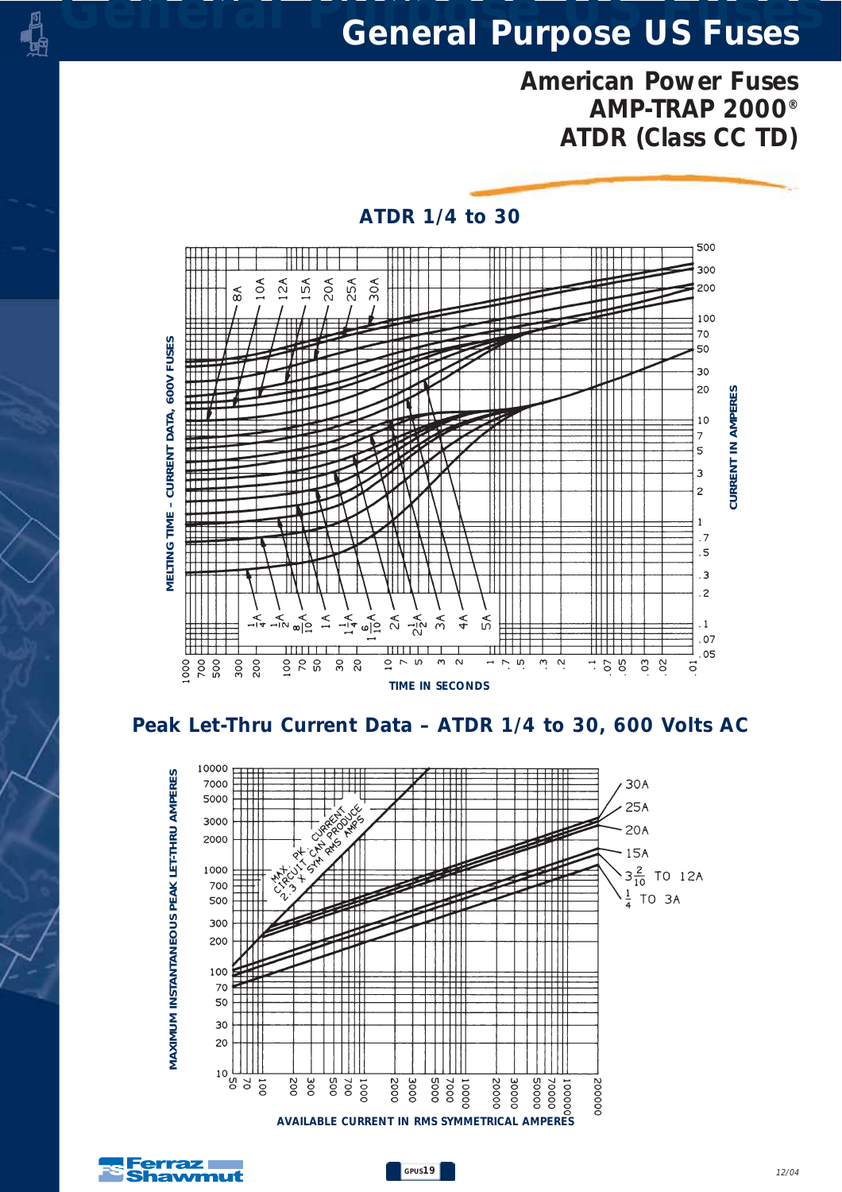# American Power Fuses
## AMP-TRAP 2000®
## ATDR (Class CC TD)

### ATDR 1/4 to 30

MELTING TIME – CURRENT DATA, 600V FUSES

8A
10A
12A
15A
20A
25A
30A

$\frac{1}{4}$A
$\frac{1}{2}$A
$\frac{8}{10}$A
1A
$1\frac{1}{4}$A
$1\frac{6}{10}$A
2A
$2\frac{1}{2}$A
3A
4A
5A

CURRENT IN AMPERES

500
300
200
100
70
50
30
20
10
7
5
3
2
1
.7
.5
.3
.2
.1
.07
.05

TIME IN SECONDS

1000
700
500
300
200
100
70
50
30
20
10
7
5
3
2
1
.7
.5
.3
.2
.1
.07
.05
.03
.02
.01

### Peak Let-Thru Current Data – ATDR 1/4 to 30, 600 Volts AC

MAXIMUM INSTANTANEOUS PEAK LET-THRU AMPERES

10000
7000
5000
3000
2000
1000
700
500
300
200
100
70
50
30
20
10

MAX. PK. CURRENT CIRCUIT CAN PRODUCE 2.3 X SYM RMS AMPS

30A
25A
20A
15A
$3\frac{2}{10}$ TO 12A
$\frac{1}{4}$ TO 3A

AVAILABLE CURRENT IN RMS SYMMETRICAL AMPERES

50
70
100
200
300
500
700
1000
2000
3000
5000
7000
10000
20000
30000
50000
70000
100000
200000

12/04